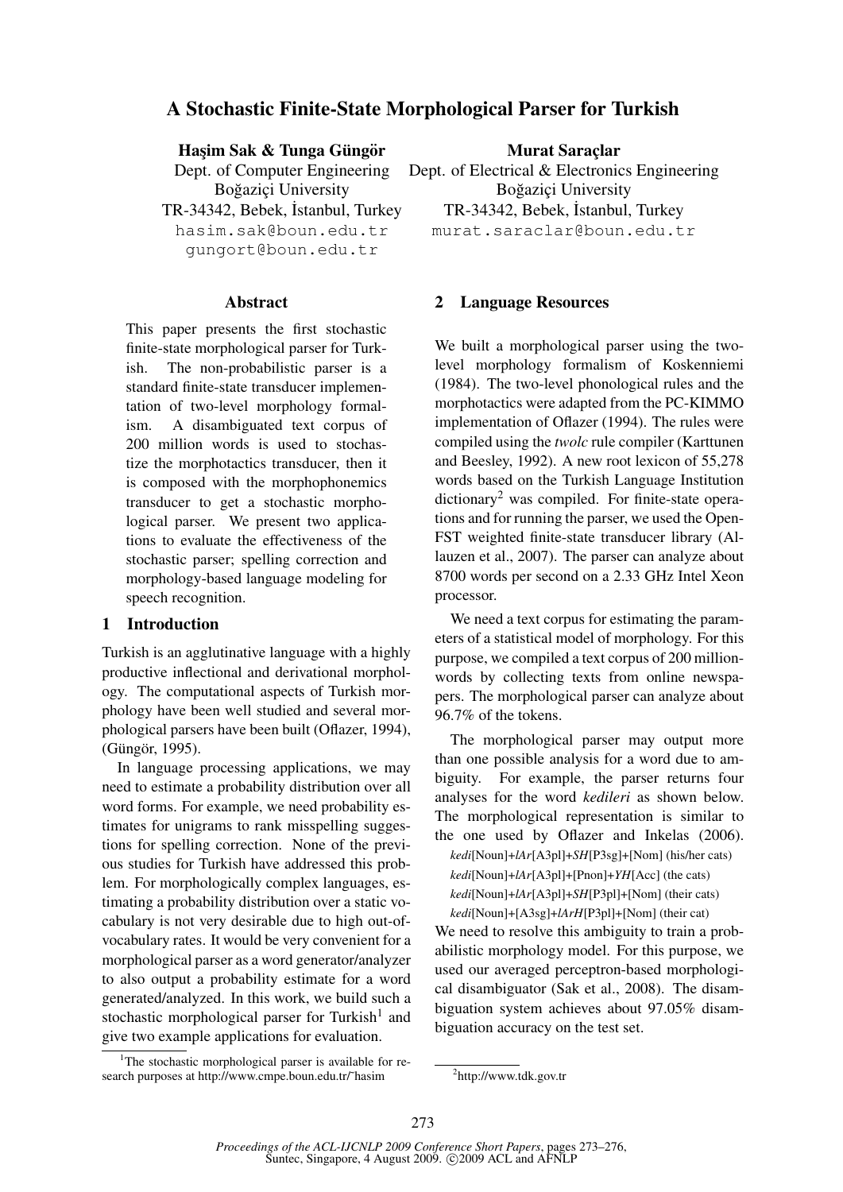# A Stochastic Finite-State Morphological Parser for Turkish

**Haşim Sak & Tunga Güngör**
Dept. of Computer Engineering
Boğaziçi University
TR-34342, Bebek, İstanbul, Turkey
hasim.sak@boun.edu.tr
gungort@boun.edu.tr

**Murat Saraçlar**
Dept. of Electrical & Electronics Engineering
Boğaziçi University
TR-34342, Bebek, İstanbul, Turkey
murat.saraclar@boun.edu.tr

### Abstract

This paper presents the first stochastic finite-state morphological parser for Turkish. The non-probabilistic parser is a standard finite-state transducer implementation of two-level morphology formalism. A disambiguated text corpus of 200 million words is used to stochastize the morphotactics transducer, then it is composed with the morphophonemics transducer to get a stochastic morphological parser. We present two applications to evaluate the effectiveness of the stochastic parser; spelling correction and morphology-based language modeling for speech recognition.

## 1 Introduction

Turkish is an agglutinative language with a highly productive inflectional and derivational morphology. The computational aspects of Turkish morphology have been well studied and several morphological parsers have been built (Oflazer, 1994), (Güngör, 1995).

In language processing applications, we may need to estimate a probability distribution over all word forms. For example, we need probability estimates for unigrams to rank misspelling suggestions for spelling correction. None of the previous studies for Turkish have addressed this problem. For morphologically complex languages, estimating a probability distribution over a static vocabulary is not very desirable due to high out-of-vocabulary rates. It would be very convenient for a morphological parser as a word generator/analyzer to also output a probability estimate for a word generated/analyzed. In this work, we build such a stochastic morphological parser for Turkish[1] and give two example applications for evaluation.

[1]The stochastic morphological parser is available for research purposes at http://www.cmpe.boun.edu.tr/~hasim

## 2 Language Resources

We built a morphological parser using the two-level morphology formalism of Koskenniemi (1984). The two-level phonological rules and the morphotactics were adapted from the PC-KIMMO implementation of Oflazer (1994). The rules were compiled using the *twolc* rule compiler (Karttunen and Beesley, 1992). A new root lexicon of 55,278 words based on the Turkish Language Institution dictionary[2] was compiled. For finite-state operations and for running the parser, we used the OpenFST weighted finite-state transducer library (Allauzen et al., 2007). The parser can analyze about 8700 words per second on a 2.33 GHz Intel Xeon processor.

We need a text corpus for estimating the parameters of a statistical model of morphology. For this purpose, we compiled a text corpus of 200 million-words by collecting texts from online newspapers. The morphological parser can analyze about 96.7% of the tokens.

The morphological parser may output more than one possible analysis for a word due to ambiguity. For example, the parser returns four analyses for the word *kedileri* as shown below. The morphological representation is similar to the one used by Oflazer and Inkelas (2006).

*kedi*[Noun]+*lAr*[A3pl]+*SH*[P3sg]+[Nom] (his/her cats)
*kedi*[Noun]+*lAr*[A3pl]+[Pnon]+*YH*[Acc] (the cats)
*kedi*[Noun]+*lAr*[A3pl]+*SH*[P3pl]+[Nom] (their cats)
*kedi*[Noun]+[A3sg]+*lArH*[P3pl]+[Nom] (their cat)

We need to resolve this ambiguity to train a probabilistic morphology model. For this purpose, we used our averaged perceptron-based morphological disambiguator (Sak et al., 2008). The disambiguation system achieves about 97.05% disambiguation accuracy on the test set.

[2]http://www.tdk.gov.tr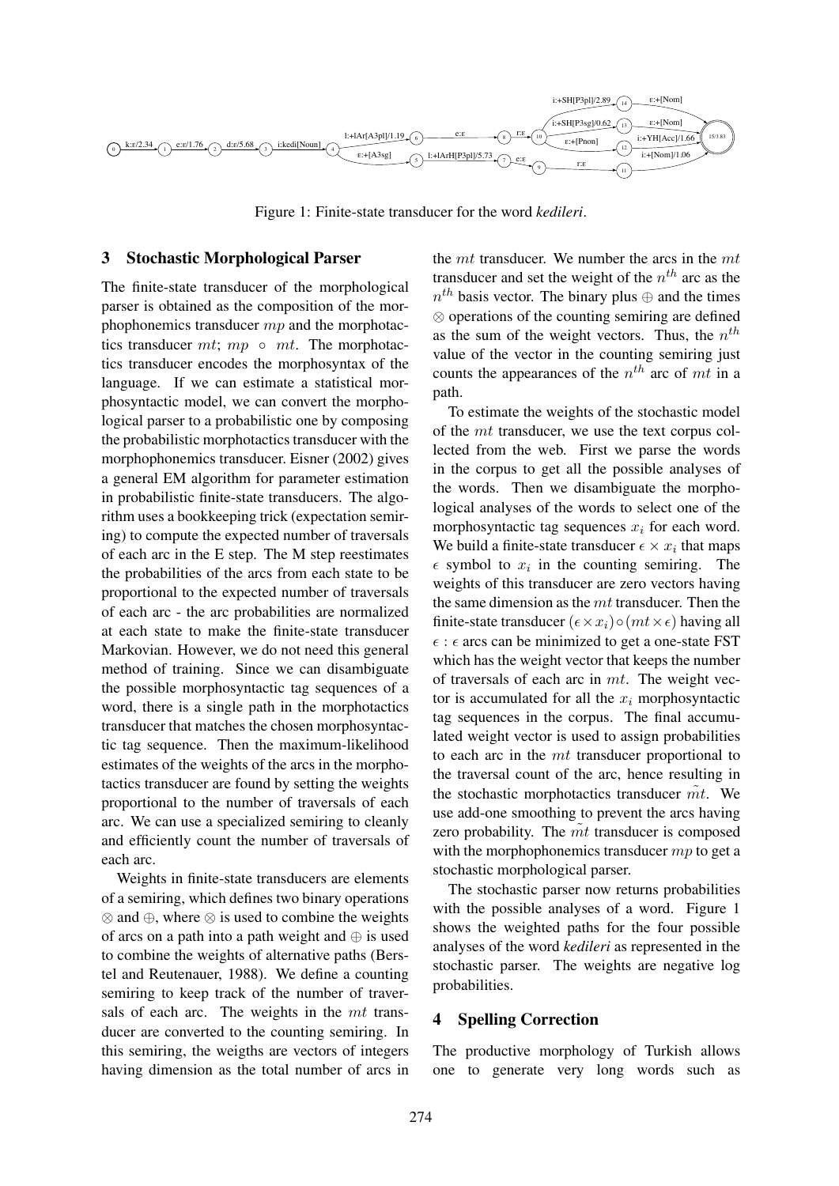Figure 1: Finite-state transducer for the word *kedileri*.

## 3 Stochastic Morphological Parser

The finite-state transducer of the morphological parser is obtained as the composition of the morphophonemics transducer $mp$ and the morphotactics transducer $mt$; $mp \circ mt$. The morphotactics transducer encodes the morphosyntax of the language. If we can estimate a statistical morphosyntactic model, we can convert the morphological parser to a probabilistic one by composing the probabilistic morphotactics transducer with the morphophonemics transducer. Eisner (2002) gives a general EM algorithm for parameter estimation in probabilistic finite-state transducers. The algorithm uses a bookkeeping trick (expectation semiring) to compute the expected number of traversals of each arc in the E step. The M step reestimates the probabilities of the arcs from each state to be proportional to the expected number of traversals of each arc - the arc probabilities are normalized at each state to make the finite-state transducer Markovian. However, we do not need this general method of training. Since we can disambiguate the possible morphosyntactic tag sequences of a word, there is a single path in the morphotactics transducer that matches the chosen morphosyntactic tag sequence. Then the maximum-likelihood estimates of the weights of the arcs in the morphotactics transducer are found by setting the weights proportional to the number of traversals of each arc. We can use a specialized semiring to cleanly and efficiently count the number of traversals of each arc.

Weights in finite-state transducers are elements of a semiring, which defines two binary operations $\otimes$ and $\oplus$, where $\otimes$ is used to combine the weights of arcs on a path into a path weight and $\oplus$ is used to combine the weights of alternative paths (Berstel and Reutenauer, 1988). We define a counting semiring to keep track of the number of traversals of each arc. The weights in the $mt$ transducer are converted to the counting semiring. In this semiring, the weigths are vectors of integers having dimension as the total number of arcs in the $mt$ transducer. We number the arcs in the $mt$ transducer and set the weight of the $n^{th}$ arc as the $n^{th}$ basis vector. The binary plus $\oplus$ and the times $\otimes$ operations of the counting semiring are defined as the sum of the weight vectors. Thus, the $n^{th}$ value of the vector in the counting semiring just counts the appearances of the $n^{th}$ arc of $mt$ in a path.

To estimate the weights of the stochastic model of the $mt$ transducer, we use the text corpus collected from the web. First we parse the words in the corpus to get all the possible analyses of the words. Then we disambiguate the morphological analyses of the words to select one of the morphosyntactic tag sequences $x_i$ for each word. We build a finite-state transducer $\epsilon \times x_i$ that maps $\epsilon$ symbol to $x_i$ in the counting semiring. The weights of this transducer are zero vectors having the same dimension as the $mt$ transducer. Then the finite-state transducer $(\epsilon \times x_i) \circ (mt \times \epsilon)$ having all $\epsilon : \epsilon$ arcs can be minimized to get a one-state FST which has the weight vector that keeps the number of traversals of each arc in $mt$. The weight vector is accumulated for all the $x_i$ morphosyntactic tag sequences in the corpus. The final accumulated weight vector is used to assign probabilities to each arc in the $mt$ transducer proportional to the traversal count of the arc, hence resulting in the stochastic morphotactics transducer $\tilde{mt}$. We use add-one smoothing to prevent the arcs having zero probability. The $\tilde{mt}$ transducer is composed with the morphophonemics transducer $mp$ to get a stochastic morphological parser.

The stochastic parser now returns probabilities with the possible analyses of a word. Figure 1 shows the weighted paths for the four possible analyses of the word *kedileri* as represented in the stochastic parser. The weights are negative log probabilities.

## 4 Spelling Correction

The productive morphology of Turkish allows one to generate very long words such as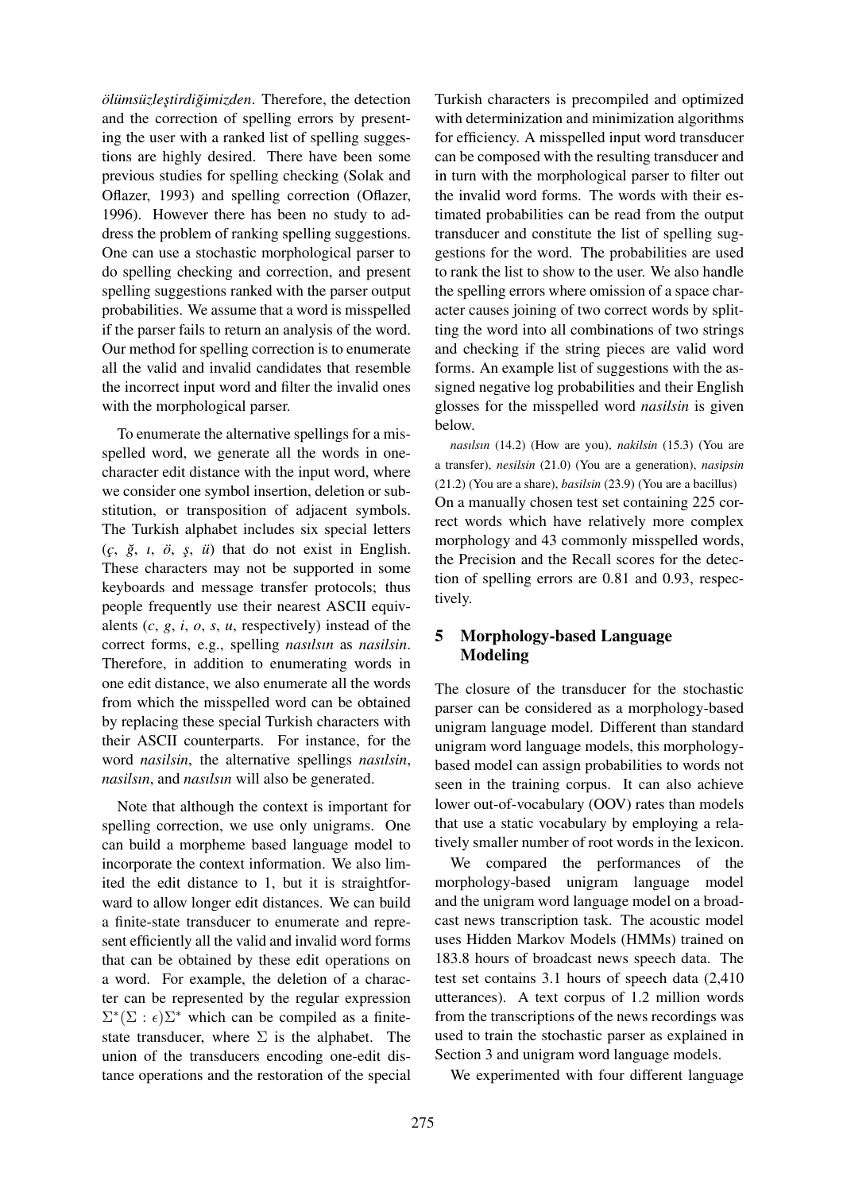*ölümsüzleştirdiğimizden*. Therefore, the detection and the correction of spelling errors by presenting the user with a ranked list of spelling suggestions are highly desired. There have been some previous studies for spelling checking (Solak and Oflazer, 1993) and spelling correction (Oflazer, 1996). However there has been no study to address the problem of ranking spelling suggestions. One can use a stochastic morphological parser to do spelling checking and correction, and present spelling suggestions ranked with the parser output probabilities. We assume that a word is misspelled if the parser fails to return an analysis of the word. Our method for spelling correction is to enumerate all the valid and invalid candidates that resemble the incorrect input word and filter the invalid ones with the morphological parser.

To enumerate the alternative spellings for a misspelled word, we generate all the words in one-character edit distance with the input word, where we consider one symbol insertion, deletion or substitution, or transposition of adjacent symbols. The Turkish alphabet includes six special letters (*ç*, *ğ*, *ı*, *ö*, *ş*, *ü*) that do not exist in English. These characters may not be supported in some keyboards and message transfer protocols; thus people frequently use their nearest ASCII equivalents (*c*, *g*, *i*, *o*, *s*, *u*, respectively) instead of the correct forms, e.g., spelling *nasılsın* as *nasilsin*. Therefore, in addition to enumerating words in one edit distance, we also enumerate all the words from which the misspelled word can be obtained by replacing these special Turkish characters with their ASCII counterparts. For instance, for the word *nasilsin*, the alternative spellings *nasılsin*, *nasilsın*, and *nasılsın* will also be generated.

Note that although the context is important for spelling correction, we use only unigrams. One can build a morpheme based language model to incorporate the context information. We also limited the edit distance to 1, but it is straightforward to allow longer edit distances. We can build a finite-state transducer to enumerate and represent efficiently all the valid and invalid word forms that can be obtained by these edit operations on a word. For example, the deletion of a character can be represented by the regular expression $\Sigma^*(\Sigma : \epsilon)\Sigma^*$ which can be compiled as a finite-state transducer, where $\Sigma$ is the alphabet. The union of the transducers encoding one-edit distance operations and the restoration of the special Turkish characters is precompiled and optimized with determinization and minimization algorithms for efficiency. A misspelled input word transducer can be composed with the resulting transducer and in turn with the morphological parser to filter out the invalid word forms. The words with their estimated probabilities can be read from the output transducer and constitute the list of spelling suggestions for the word. The probabilities are used to rank the list to show to the user. We also handle the spelling errors where omission of a space character causes joining of two correct words by splitting the word into all combinations of two strings and checking if the string pieces are valid word forms. An example list of suggestions with the assigned negative log probabilities and their English glosses for the misspelled word *nasilsin* is given below.

*nasılsın* (14.2) (How are you), *nakilsin* (15.3) (You are a transfer), *nesilsin* (21.0) (You are a generation), *nasipsin* (21.2) (You are a share), *basilsin* (23.9) (You are a bacillus)

On a manually chosen test set containing 225 correct words which have relatively more complex morphology and 43 commonly misspelled words, the Precision and the Recall scores for the detection of spelling errors are 0.81 and 0.93, respectively.

## 5 Morphology-based Language Modeling

The closure of the transducer for the stochastic parser can be considered as a morphology-based unigram language model. Different than standard unigram word language models, this morphology-based model can assign probabilities to words not seen in the training corpus. It can also achieve lower out-of-vocabulary (OOV) rates than models that use a static vocabulary by employing a relatively smaller number of root words in the lexicon.

We compared the performances of the morphology-based unigram language model and the unigram word language model on a broadcast news transcription task. The acoustic model uses Hidden Markov Models (HMMs) trained on 183.8 hours of broadcast news speech data. The test set contains 3.1 hours of speech data (2,410 utterances). A text corpus of 1.2 million words from the transcriptions of the news recordings was used to train the stochastic parser as explained in Section 3 and unigram word language models.

We experimented with four different language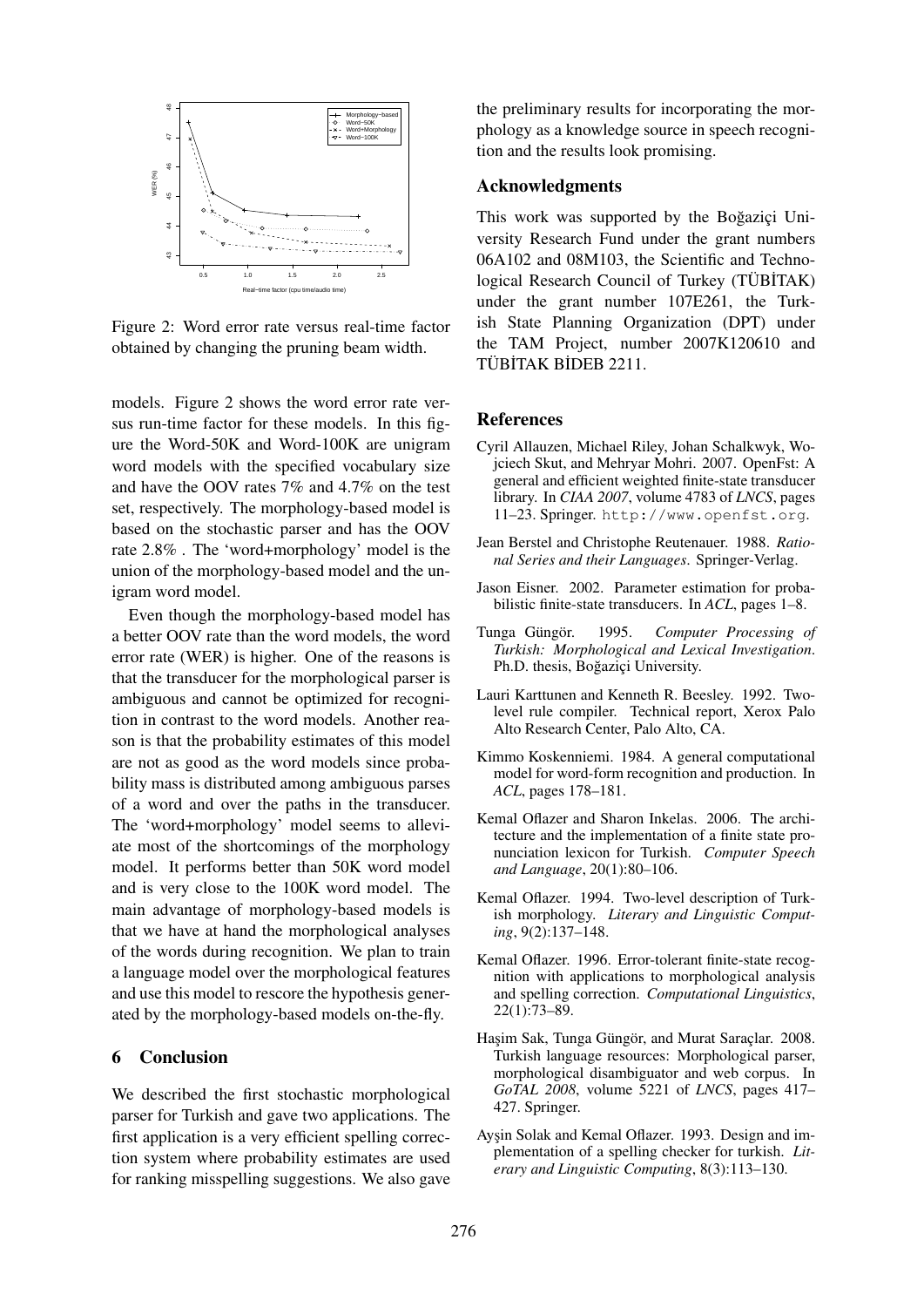48
47
46
45
44
43
WER (%)
0.5
1.0
1.5
2.0
2.5
Real−time factor (cpu time/audio time)
Morphology−based
Word−50K
Word+Morphology
Word−100K

Figure 2: Word error rate versus real-time factor obtained by changing the pruning beam width.

models. Figure 2 shows the word error rate versus run-time factor for these models. In this figure the Word-50K and Word-100K are unigram word models with the specified vocabulary size and have the OOV rates 7% and 4.7% on the test set, respectively. The morphology-based model is based on the stochastic parser and has the OOV rate 2.8% . The 'word+morphology' model is the union of the morphology-based model and the unigram word model.

Even though the morphology-based model has a better OOV rate than the word models, the word error rate (WER) is higher. One of the reasons is that the transducer for the morphological parser is ambiguous and cannot be optimized for recognition in contrast to the word models. Another reason is that the probability estimates of this model are not as good as the word models since probability mass is distributed among ambiguous parses of a word and over the paths in the transducer. The 'word+morphology' model seems to alleviate most of the shortcomings of the morphology model. It performs better than 50K word model and is very close to the 100K word model. The main advantage of morphology-based models is that we have at hand the morphological analyses of the words during recognition. We plan to train a language model over the morphological features and use this model to rescore the hypothesis generated by the morphology-based models on-the-fly.

## 6 Conclusion

We described the first stochastic morphological parser for Turkish and gave two applications. The first application is a very efficient spelling correction system where probability estimates are used for ranking misspelling suggestions. We also gave the preliminary results for incorporating the morphology as a knowledge source in speech recognition and the results look promising.

## Acknowledgments

This work was supported by the Boğaziçi University Research Fund under the grant numbers 06A102 and 08M103, the Scientific and Technological Research Council of Turkey (TÜBİTAK) under the grant number 107E261, the Turkish State Planning Organization (DPT) under the TAM Project, number 2007K120610 and TÜBİTAK BİDEB 2211.

## References

Cyril Allauzen, Michael Riley, Johan Schalkwyk, Wojciech Skut, and Mehryar Mohri. 2007. OpenFst: A general and efficient weighted finite-state transducer library. In *CIAA 2007*, volume 4783 of *LNCS*, pages 11–23. Springer. http://www.openfst.org.

Jean Berstel and Christophe Reutenauer. 1988. *Rational Series and their Languages*. Springer-Verlag.

Jason Eisner. 2002. Parameter estimation for probabilistic finite-state transducers. In *ACL*, pages 1–8.

Tunga Güngör. 1995. *Computer Processing of Turkish: Morphological and Lexical Investigation*. Ph.D. thesis, Boğaziçi University.

Lauri Karttunen and Kenneth R. Beesley. 1992. Two-level rule compiler. Technical report, Xerox Palo Alto Research Center, Palo Alto, CA.

Kimmo Koskenniemi. 1984. A general computational model for word-form recognition and production. In *ACL*, pages 178–181.

Kemal Oflazer and Sharon Inkelas. 2006. The architecture and the implementation of a finite state pronunciation lexicon for Turkish. *Computer Speech and Language*, 20(1):80–106.

Kemal Oflazer. 1994. Two-level description of Turkish morphology. *Literary and Linguistic Computing*, 9(2):137–148.

Kemal Oflazer. 1996. Error-tolerant finite-state recognition with applications to morphological analysis and spelling correction. *Computational Linguistics*, 22(1):73–89.

Haşim Sak, Tunga Güngör, and Murat Saraçlar. 2008. Turkish language resources: Morphological parser, morphological disambiguator and web corpus. In *GoTAL 2008*, volume 5221 of *LNCS*, pages 417–427. Springer.

Ayşin Solak and Kemal Oflazer. 1993. Design and implementation of a spelling checker for turkish. *Literary and Linguistic Computing*, 8(3):113–130.